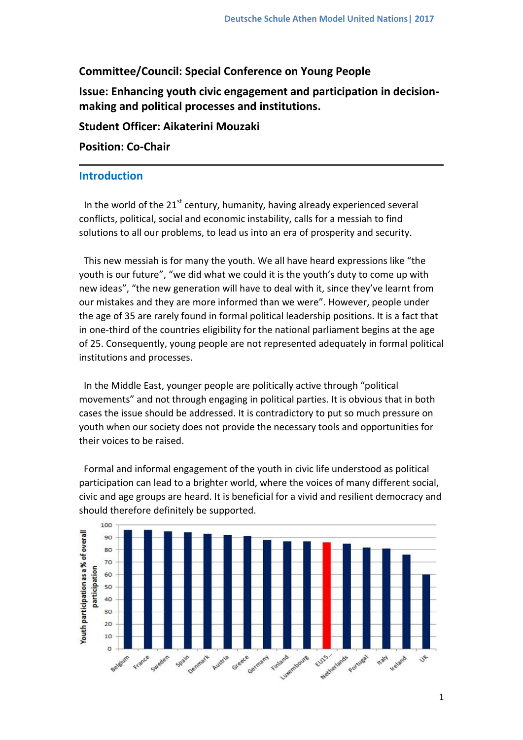**Committee/Council: Special Conference on Young People**

**Issue: Enhancing youth civic engagement and participation in decision-making and political processes and institutions.**

**Student Officer: Aikaterini Mouzaki**

**Position: Co-Chair**

## Introduction

In the world of the 21st century, humanity, having already experienced several conflicts, political, social and economic instability, calls for a messiah to find solutions to all our problems, to lead us into an era of prosperity and security.

This new messiah is for many the youth. We all have heard expressions like "the youth is our future", "we did what we could it is the youth's duty to come up with new ideas", "the new generation will have to deal with it, since they've learnt from our mistakes and they are more informed than we were". However, people under the age of 35 are rarely found in formal political leadership positions. It is a fact that in one-third of the countries eligibility for the national parliament begins at the age of 25. Consequently, young people are not represented adequately in formal political institutions and processes.

In the Middle East, younger people are politically active through "political movements" and not through engaging in political parties. It is obvious that in both cases the issue should be addressed. It is contradictory to put so much pressure on youth when our society does not provide the necessary tools and opportunities for their voices to be raised.

Formal and informal engagement of the youth in civic life understood as political participation can lead to a brighter world, where the voices of many different social, civic and age groups are heard. It is beneficial for a vivid and resilient democracy and should therefore definitely be supported.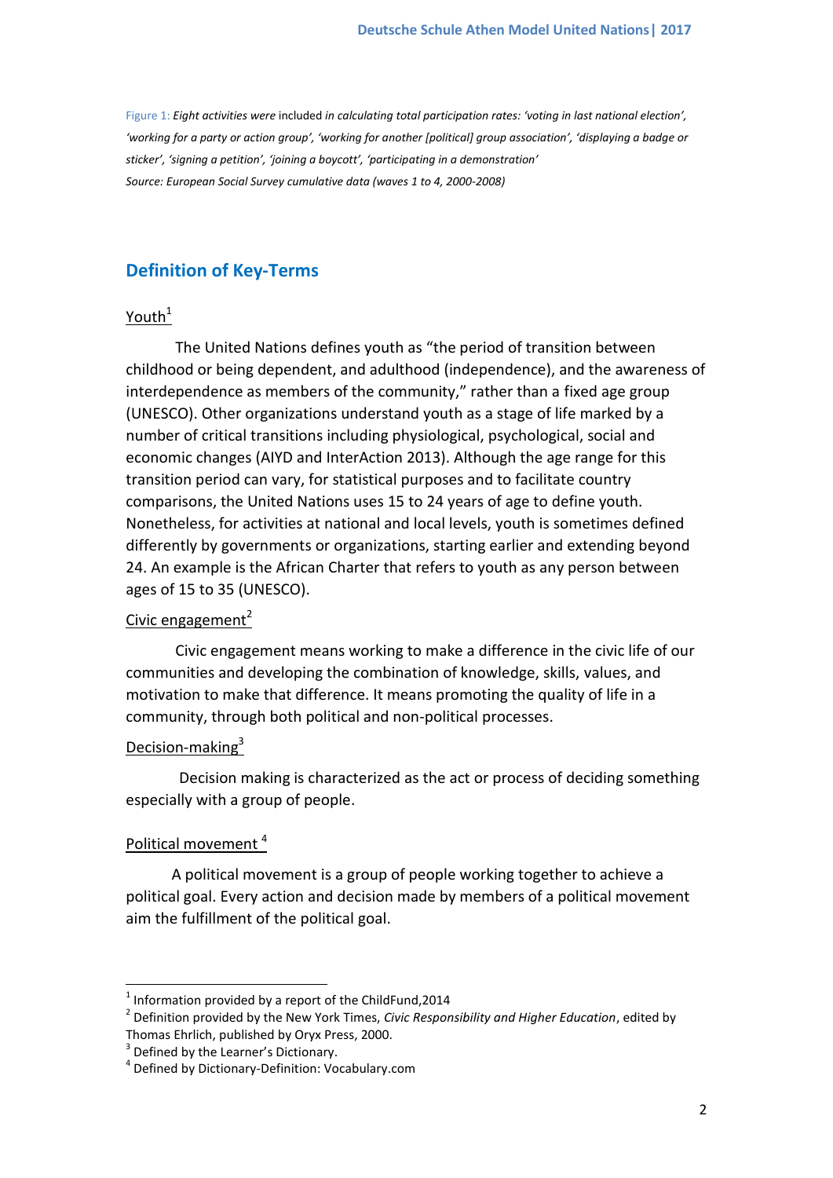Figure 1: *Eight activities were* included *in calculating total participation rates: 'voting in last national election', 'working for a party or action group', 'working for another [political] group association', 'displaying a badge or sticker', 'signing a petition', 'joining a boycott', 'participating in a demonstration'*
*Source: European Social Survey cumulative data (waves 1 to 4, 2000-2008)*

## Definition of Key-Terms

### Youth[1]

The United Nations defines youth as "the period of transition between childhood or being dependent, and adulthood (independence), and the awareness of interdependence as members of the community," rather than a fixed age group (UNESCO). Other organizations understand youth as a stage of life marked by a number of critical transitions including physiological, psychological, social and economic changes (AIYD and InterAction 2013). Although the age range for this transition period can vary, for statistical purposes and to facilitate country comparisons, the United Nations uses 15 to 24 years of age to define youth. Nonetheless, for activities at national and local levels, youth is sometimes defined differently by governments or organizations, starting earlier and extending beyond 24. An example is the African Charter that refers to youth as any person between ages of 15 to 35 (UNESCO).

### Civic engagement[2]

Civic engagement means working to make a difference in the civic life of our communities and developing the combination of knowledge, skills, values, and motivation to make that difference. It means promoting the quality of life in a community, through both political and non-political processes.

### Decision-making[3]

Decision making is characterized as the act or process of deciding something especially with a group of people.

### Political movement [4]

A political movement is a group of people working together to achieve a political goal. Every action and decision made by members of a political movement aim the fulfillment of the political goal.

---

[1] Information provided by a report of the ChildFund,2014

[2] Definition provided by the New York Times, *Civic Responsibility and Higher Education*, edited by Thomas Ehrlich, published by Oryx Press, 2000.

[3] Defined by the Learner's Dictionary.

[4] Defined by Dictionary-Definition: Vocabulary.com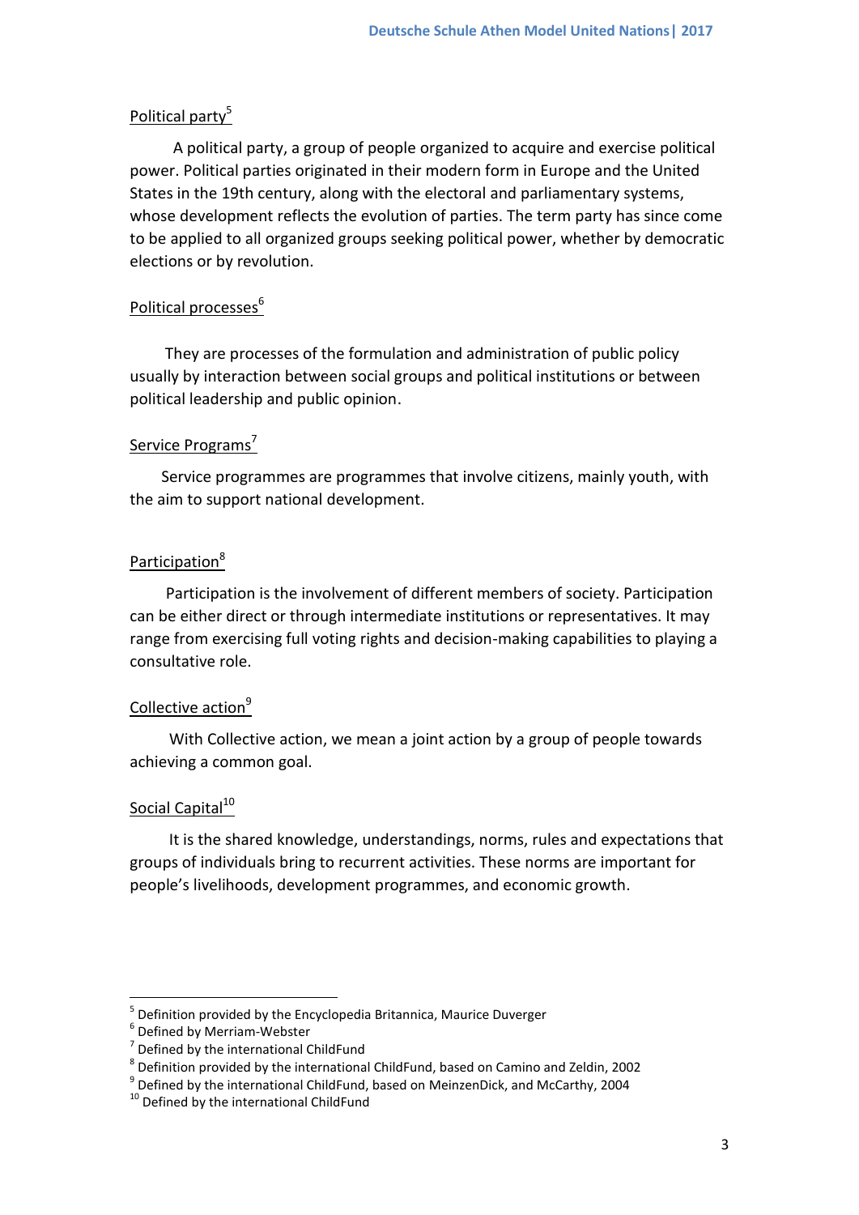Political party[5]

A political party, a group of people organized to acquire and exercise political power. Political parties originated in their modern form in Europe and the United States in the 19th century, along with the electoral and parliamentary systems, whose development reflects the evolution of parties. The term party has since come to be applied to all organized groups seeking political power, whether by democratic elections or by revolution.

Political processes[6]

They are processes of the formulation and administration of public policy usually by interaction between social groups and political institutions or between political leadership and public opinion.

Service Programs[7]

Service programmes are programmes that involve citizens, mainly youth, with the aim to support national development.

Participation[8]

Participation is the involvement of different members of society. Participation can be either direct or through intermediate institutions or representatives. It may range from exercising full voting rights and decision-making capabilities to playing a consultative role.

Collective action[9]

With Collective action, we mean a joint action by a group of people towards achieving a common goal.

Social Capital[10]

It is the shared knowledge, understandings, norms, rules and expectations that groups of individuals bring to recurrent activities. These norms are important for people's livelihoods, development programmes, and economic growth.

---

[5] Definition provided by the Encyclopedia Britannica, Maurice Duverger

[6] Defined by Merriam-Webster

[7] Defined by the international ChildFund

[8] Definition provided by the international ChildFund, based on Camino and Zeldin, 2002

[9] Defined by the international ChildFund, based on MeinzenDick, and McCarthy, 2004

[10] Defined by the international ChildFund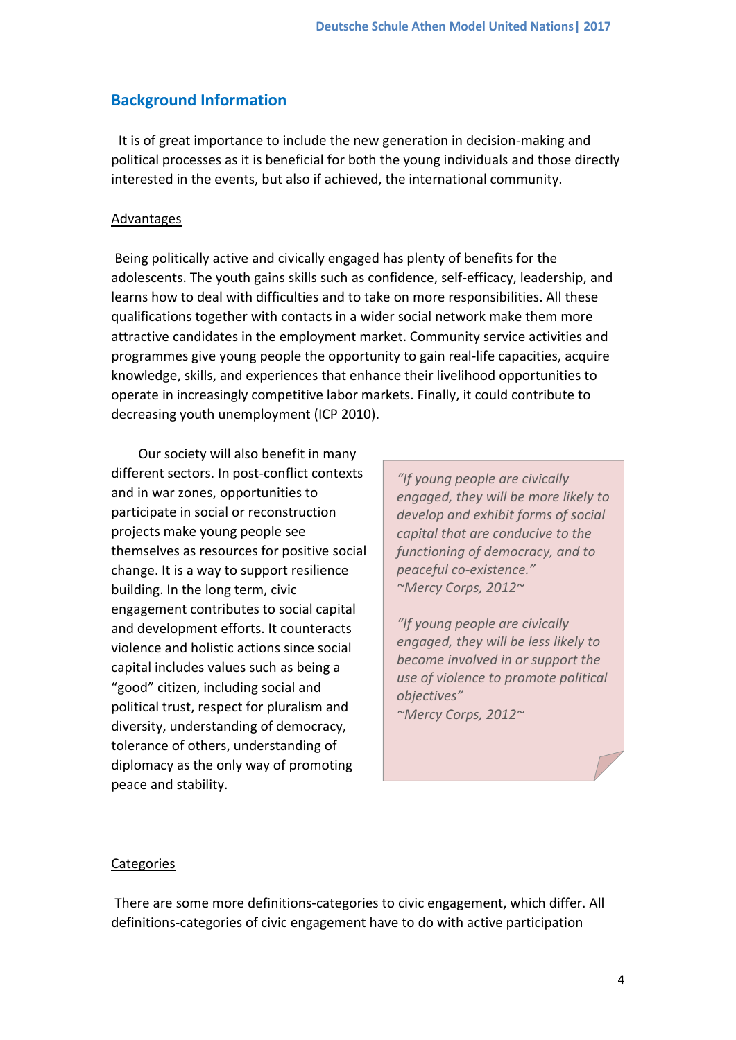## Background Information

It is of great importance to include the new generation in decision-making and political processes as it is beneficial for both the young individuals and those directly interested in the events, but also if achieved, the international community.

Advantages

Being politically active and civically engaged has plenty of benefits for the adolescents. The youth gains skills such as confidence, self-efficacy, leadership, and learns how to deal with difficulties and to take on more responsibilities. All these qualifications together with contacts in a wider social network make them more attractive candidates in the employment market. Community service activities and programmes give young people the opportunity to gain real-life capacities, acquire knowledge, skills, and experiences that enhance their livelihood opportunities to operate in increasingly competitive labor markets. Finally, it could contribute to decreasing youth unemployment (ICP 2010).

Our society will also benefit in many different sectors. In post-conflict contexts and in war zones, opportunities to participate in social or reconstruction projects make young people see themselves as resources for positive social change. It is a way to support resilience building. In the long term, civic engagement contributes to social capital and development efforts. It counteracts violence and holistic actions since social capital includes values such as being a "good" citizen, including social and political trust, respect for pluralism and diversity, understanding of democracy, tolerance of others, understanding of diplomacy as the only way of promoting peace and stability.

> *"If young people are civically engaged, they will be more likely to develop and exhibit forms of social capital that are conducive to the functioning of democracy, and to peaceful co-existence."*
> *~Mercy Corps, 2012~*
>
> *"If young people are civically engaged, they will be less likely to become involved in or support the use of violence to promote political objectives"*
> *~Mercy Corps, 2012~*

Categories

There are some more definitions-categories to civic engagement, which differ. All definitions-categories of civic engagement have to do with active participation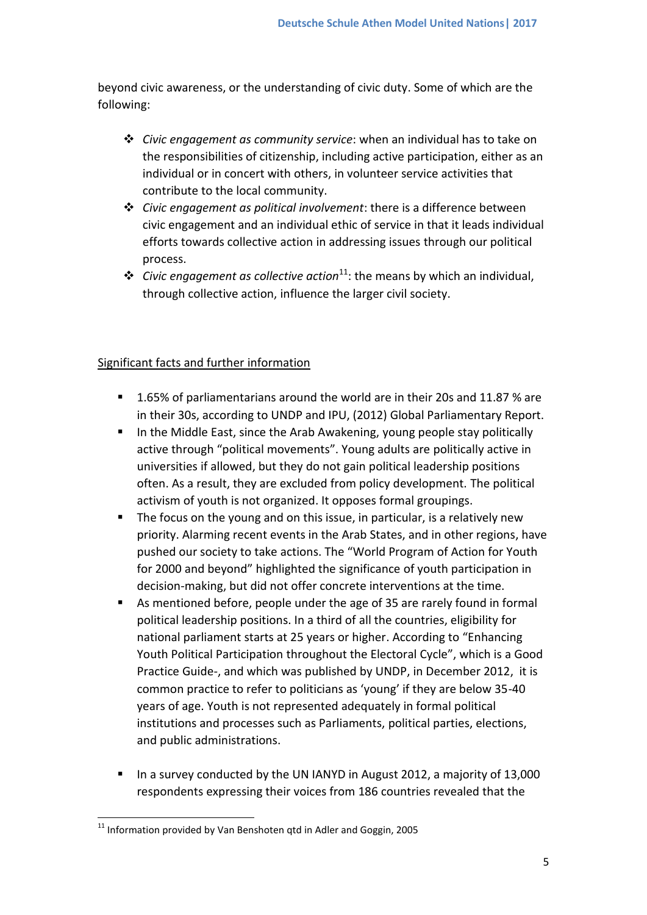beyond civic awareness, or the understanding of civic duty. Some of which are the following:

- *Civic engagement as community service*: when an individual has to take on the responsibilities of citizenship, including active participation, either as an individual or in concert with others, in volunteer service activities that contribute to the local community.
- *Civic engagement as political involvement*: there is a difference between civic engagement and an individual ethic of service in that it leads individual efforts towards collective action in addressing issues through our political process.
- *Civic engagement as collective action*[11]: the means by which an individual, through collective action, influence the larger civil society.

<u>Significant facts and further information</u>

- 1.65% of parliamentarians around the world are in their 20s and 11.87 % are in their 30s, according to UNDP and IPU, (2012) Global Parliamentary Report.
- In the Middle East, since the Arab Awakening, young people stay politically active through "political movements". Young adults are politically active in universities if allowed, but they do not gain political leadership positions often. As a result, they are excluded from policy development. The political activism of youth is not organized. It opposes formal groupings.
- The focus on the young and on this issue, in particular, is a relatively new priority. Alarming recent events in the Arab States, and in other regions, have pushed our society to take actions. The "World Program of Action for Youth for 2000 and beyond" highlighted the significance of youth participation in decision-making, but did not offer concrete interventions at the time.
- As mentioned before, people under the age of 35 are rarely found in formal political leadership positions. In a third of all the countries, eligibility for national parliament starts at 25 years or higher. According to "Enhancing Youth Political Participation throughout the Electoral Cycle", which is a Good Practice Guide-, and which was published by UNDP, in December 2012, it is common practice to refer to politicians as 'young' if they are below 35-40 years of age. Youth is not represented adequately in formal political institutions and processes such as Parliaments, political parties, elections, and public administrations.

- In a survey conducted by the UN IANYD in August 2012, a majority of 13,000 respondents expressing their voices from 186 countries revealed that the

[11] Information provided by Van Benshoten qtd in Adler and Goggin, 2005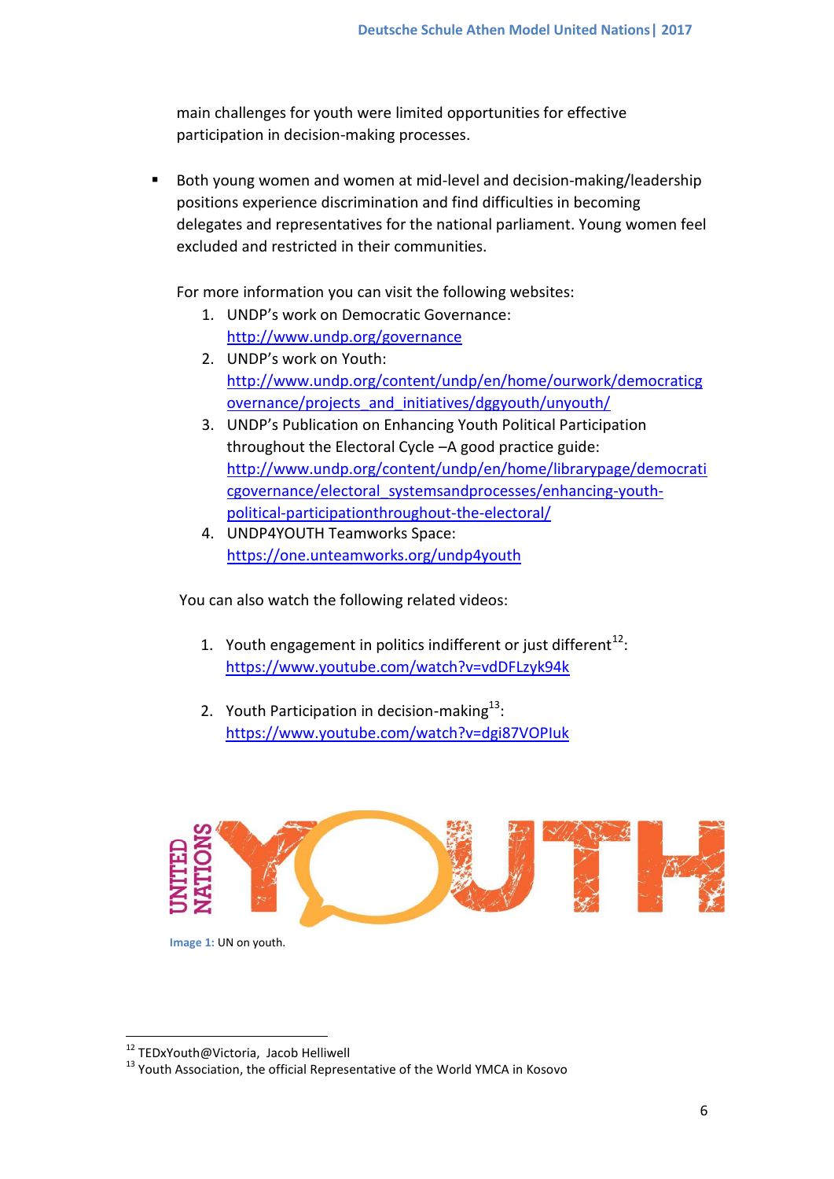main challenges for youth were limited opportunities for effective participation in decision-making processes.

- Both young women and women at mid-level and decision-making/leadership positions experience discrimination and find difficulties in becoming delegates and representatives for the national parliament. Young women feel excluded and restricted in their communities.

For more information you can visit the following websites:

1. UNDP's work on Democratic Governance: http://www.undp.org/governance
2. UNDP's work on Youth: http://www.undp.org/content/undp/en/home/ourwork/democraticgovernance/projects_and_initiatives/dggyouth/unyouth/
3. UNDP's Publication on Enhancing Youth Political Participation throughout the Electoral Cycle –A good practice guide: http://www.undp.org/content/undp/en/home/librarypage/democraticgovernance/electoral_systemsandprocesses/enhancing-youth-political-participationthroughout-the-electoral/
4. UNDP4YOUTH Teamworks Space: https://one.unteamworks.org/undp4youth

You can also watch the following related videos:

1. Youth engagement in politics indifferent or just different[12]: https://www.youtube.com/watch?v=vdDFLzyk94k

2. Youth Participation in decision-making[13]: https://www.youtube.com/watch?v=dgi87VOPIuk

**Image 1:** UN on youth.

[12] TEDxYouth@Victoria, Jacob Helliwell

[13] Youth Association, the official Representative of the World YMCA in Kosovo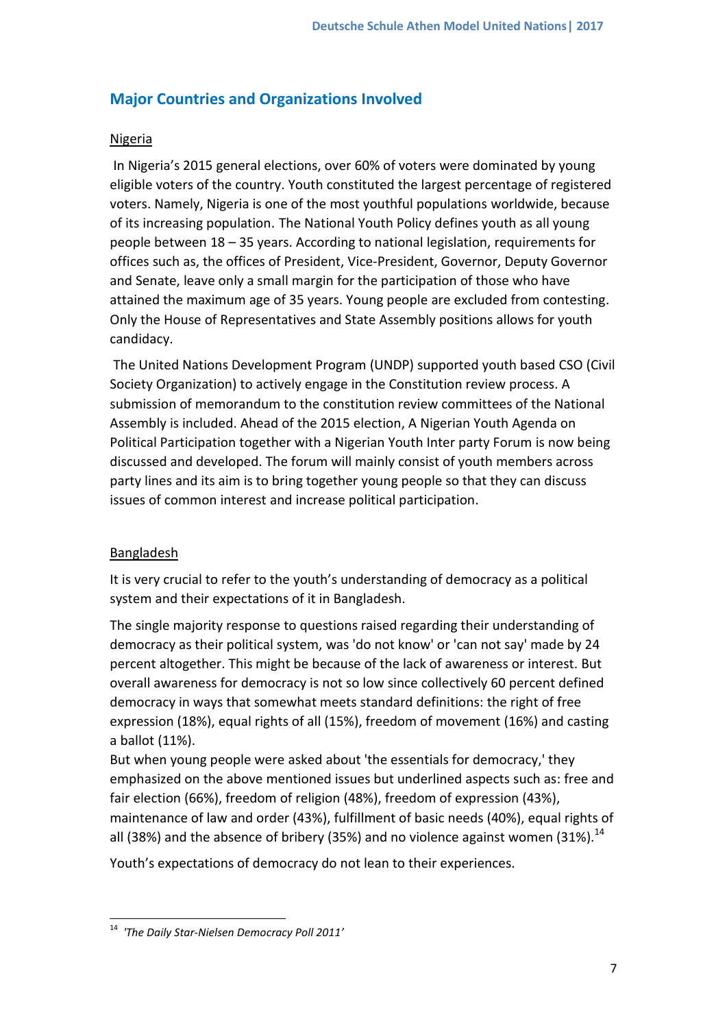## Major Countries and Organizations Involved

Nigeria

In Nigeria's 2015 general elections, over 60% of voters were dominated by young eligible voters of the country. Youth constituted the largest percentage of registered voters. Namely, Nigeria is one of the most youthful populations worldwide, because of its increasing population. The National Youth Policy defines youth as all young people between 18 – 35 years. According to national legislation, requirements for offices such as, the offices of President, Vice-President, Governor, Deputy Governor and Senate, leave only a small margin for the participation of those who have attained the maximum age of 35 years. Young people are excluded from contesting. Only the House of Representatives and State Assembly positions allows for youth candidacy.

The United Nations Development Program (UNDP) supported youth based CSO (Civil Society Organization) to actively engage in the Constitution review process. A submission of memorandum to the constitution review committees of the National Assembly is included. Ahead of the 2015 election, A Nigerian Youth Agenda on Political Participation together with a Nigerian Youth Inter party Forum is now being discussed and developed. The forum will mainly consist of youth members across party lines and its aim is to bring together young people so that they can discuss issues of common interest and increase political participation.

Bangladesh

It is very crucial to refer to the youth's understanding of democracy as a political system and their expectations of it in Bangladesh.

The single majority response to questions raised regarding their understanding of democracy as their political system, was 'do not know' or 'can not say' made by 24 percent altogether. This might be because of the lack of awareness or interest. But overall awareness for democracy is not so low since collectively 60 percent defined democracy in ways that somewhat meets standard definitions: the right of free expression (18%), equal rights of all (15%), freedom of movement (16%) and casting a ballot (11%).
But when young people were asked about 'the essentials for democracy,' they emphasized on the above mentioned issues but underlined aspects such as: free and fair election (66%), freedom of religion (48%), freedom of expression (43%), maintenance of law and order (43%), fulfillment of basic needs (40%), equal rights of all (38%) and the absence of bribery (35%) and no violence against women (31%).[14]

Youth's expectations of democracy do not lean to their experiences.

[14] *'The Daily Star-Nielsen Democracy Poll 2011'*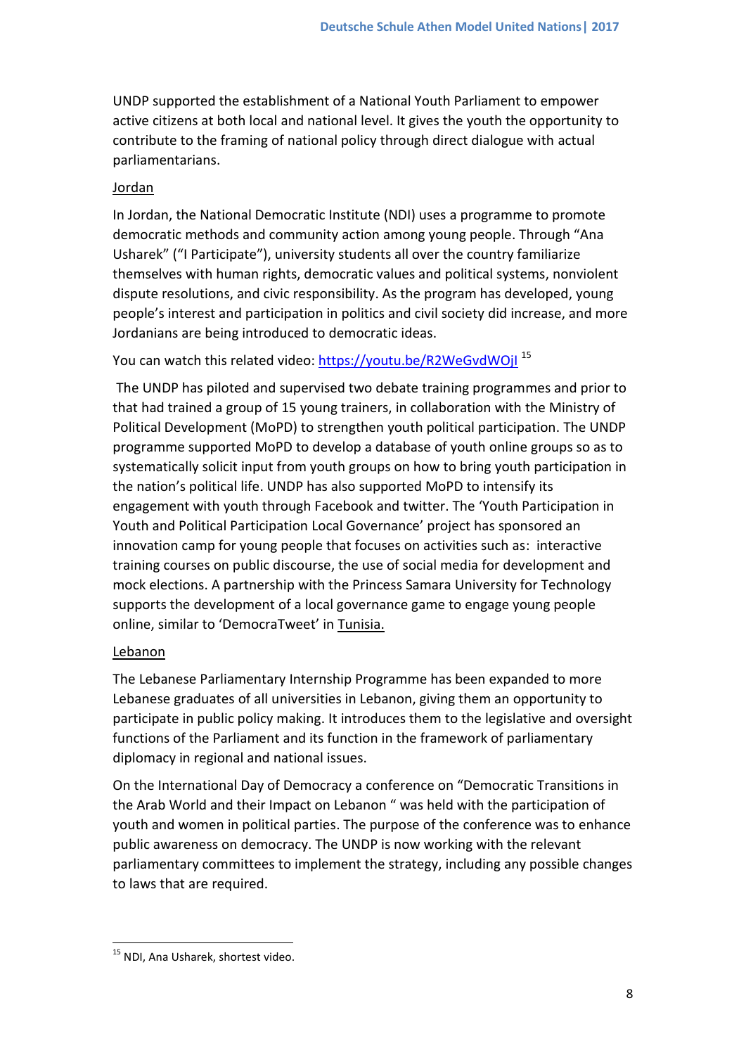UNDP supported the establishment of a National Youth Parliament to empower active citizens at both local and national level. It gives the youth the opportunity to contribute to the framing of national policy through direct dialogue with actual parliamentarians.

Jordan

In Jordan, the National Democratic Institute (NDI) uses a programme to promote democratic methods and community action among young people. Through "Ana Usharek" ("I Participate"), university students all over the country familiarize themselves with human rights, democratic values and political systems, nonviolent dispute resolutions, and civic responsibility. As the program has developed, young people's interest and participation in politics and civil society did increase, and more Jordanians are being introduced to democratic ideas.

You can watch this related video: https://youtu.be/R2WeGvdWOjI [15]

The UNDP has piloted and supervised two debate training programmes and prior to that had trained a group of 15 young trainers, in collaboration with the Ministry of Political Development (MoPD) to strengthen youth political participation. The UNDP programme supported MoPD to develop a database of youth online groups so as to systematically solicit input from youth groups on how to bring youth participation in the nation's political life. UNDP has also supported MoPD to intensify its engagement with youth through Facebook and twitter. The 'Youth Participation in Youth and Political Participation Local Governance' project has sponsored an innovation camp for young people that focuses on activities such as: interactive training courses on public discourse, the use of social media for development and mock elections. A partnership with the Princess Samara University for Technology supports the development of a local governance game to engage young people online, similar to 'DemocraTweet' in Tunisia.

Lebanon

The Lebanese Parliamentary Internship Programme has been expanded to more Lebanese graduates of all universities in Lebanon, giving them an opportunity to participate in public policy making. It introduces them to the legislative and oversight functions of the Parliament and its function in the framework of parliamentary diplomacy in regional and national issues.

On the International Day of Democracy a conference on "Democratic Transitions in the Arab World and their Impact on Lebanon " was held with the participation of youth and women in political parties. The purpose of the conference was to enhance public awareness on democracy. The UNDP is now working with the relevant parliamentary committees to implement the strategy, including any possible changes to laws that are required.

---

[15] NDI, Ana Usharek, shortest video.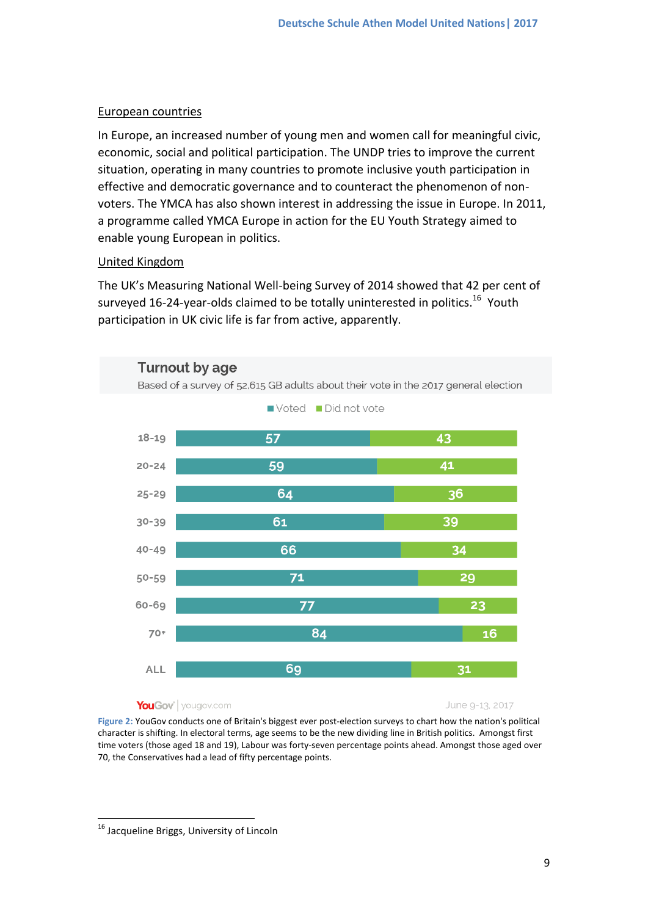### European countries

In Europe, an increased number of young men and women call for meaningful civic, economic, social and political participation. The UNDP tries to improve the current situation, operating in many countries to promote inclusive youth participation in effective and democratic governance and to counteract the phenomenon of non-voters. The YMCA has also shown interest in addressing the issue in Europe. In 2011, a programme called YMCA Europe in action for the EU Youth Strategy aimed to enable young European in politics.

### United Kingdom

The UK's Measuring National Well-being Survey of 2014 showed that 42 per cent of surveyed 16-24-year-olds claimed to be totally uninterested in politics.[16] Youth participation in UK civic life is far from active, apparently.

**Turnout by age**

Based of a survey of 52,615 GB adults about their vote in the 2017 general election

| Age | Voted | Did not vote |
|---|---|---|
| 18-19 | 57 | 43 |
| 20-24 | 59 | 41 |
| 25-29 | 64 | 36 |
| 30-39 | 61 | 39 |
| 40-49 | 66 | 34 |
| 50-59 | 71 | 29 |
| 60-69 | 77 | 23 |
| 70+ | 84 | 16 |
| ALL | 69 | 31 |

YouGov | yougov.com — June 9-13, 2017

**Figure 2:** YouGov conducts one of Britain's biggest ever post-election surveys to chart how the nation's political character is shifting. In electoral terms, age seems to be the new dividing line in British politics. Amongst first time voters (those aged 18 and 19), Labour was forty-seven percentage points ahead. Amongst those aged over 70, the Conservatives had a lead of fifty percentage points.

---

[16] Jacqueline Briggs, University of Lincoln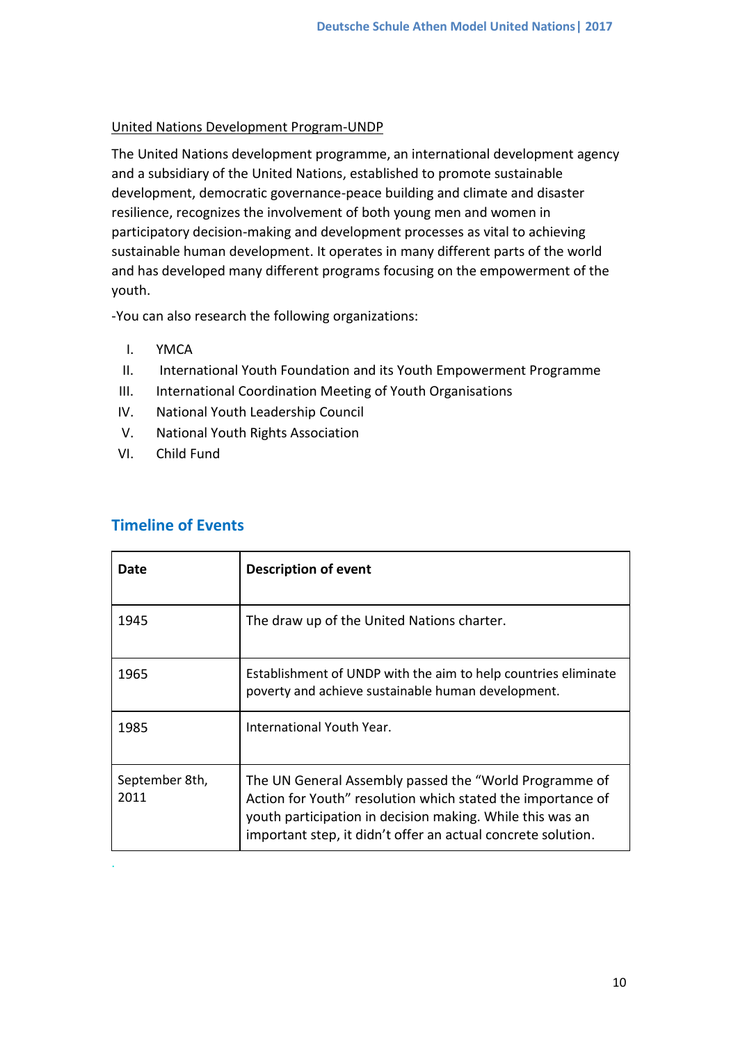United Nations Development Program-UNDP

The United Nations development programme, an international development agency and a subsidiary of the United Nations, established to promote sustainable development, democratic governance-peace building and climate and disaster resilience, recognizes the involvement of both young men and women in participatory decision-making and development processes as vital to achieving sustainable human development. It operates in many different parts of the world and has developed many different programs focusing on the empowerment of the youth.

-You can also research the following organizations:

I. YMCA
II. International Youth Foundation and its Youth Empowerment Programme
III. International Coordination Meeting of Youth Organisations
IV. National Youth Leadership Council
V. National Youth Rights Association
VI. Child Fund

## Timeline of Events

| Date | Description of event |
|---|---|
| 1945 | The draw up of the United Nations charter. |
| 1965 | Establishment of UNDP with the aim to help countries eliminate poverty and achieve sustainable human development. |
| 1985 | International Youth Year. |
| September 8th, 2011 | The UN General Assembly passed the "World Programme of Action for Youth" resolution which stated the importance of youth participation in decision making. While this was an important step, it didn't offer an actual concrete solution. |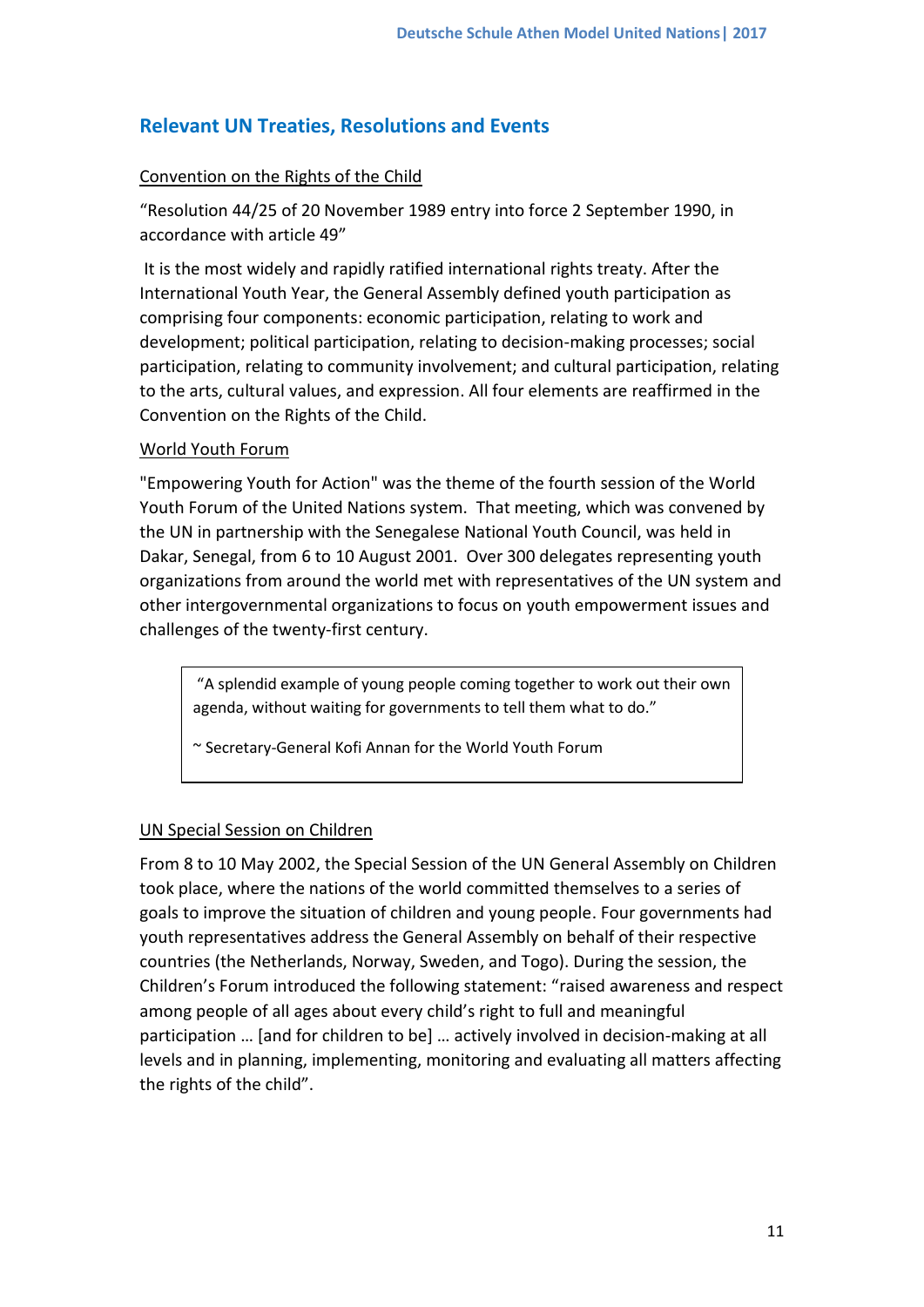## Relevant UN Treaties, Resolutions and Events

<u>Convention on the Rights of the Child</u>

"Resolution 44/25 of 20 November 1989 entry into force 2 September 1990, in accordance with article 49"

It is the most widely and rapidly ratified international rights treaty. After the International Youth Year, the General Assembly defined youth participation as comprising four components: economic participation, relating to work and development; political participation, relating to decision-making processes; social participation, relating to community involvement; and cultural participation, relating to the arts, cultural values, and expression. All four elements are reaffirmed in the Convention on the Rights of the Child.

<u>World Youth Forum</u>

"Empowering Youth for Action" was the theme of the fourth session of the World Youth Forum of the United Nations system. That meeting, which was convened by the UN in partnership with the Senegalese National Youth Council, was held in Dakar, Senegal, from 6 to 10 August 2001. Over 300 delegates representing youth organizations from around the world met with representatives of the UN system and other intergovernmental organizations to focus on youth empowerment issues and challenges of the twenty-first century.

> "A splendid example of young people coming together to work out their own agenda, without waiting for governments to tell them what to do."
>
> ~ Secretary-General Kofi Annan for the World Youth Forum

<u>UN Special Session on Children</u>

From 8 to 10 May 2002, the Special Session of the UN General Assembly on Children took place, where the nations of the world committed themselves to a series of goals to improve the situation of children and young people. Four governments had youth representatives address the General Assembly on behalf of their respective countries (the Netherlands, Norway, Sweden, and Togo). During the session, the Children's Forum introduced the following statement: "raised awareness and respect among people of all ages about every child's right to full and meaningful participation … [and for children to be] … actively involved in decision-making at all levels and in planning, implementing, monitoring and evaluating all matters affecting the rights of the child".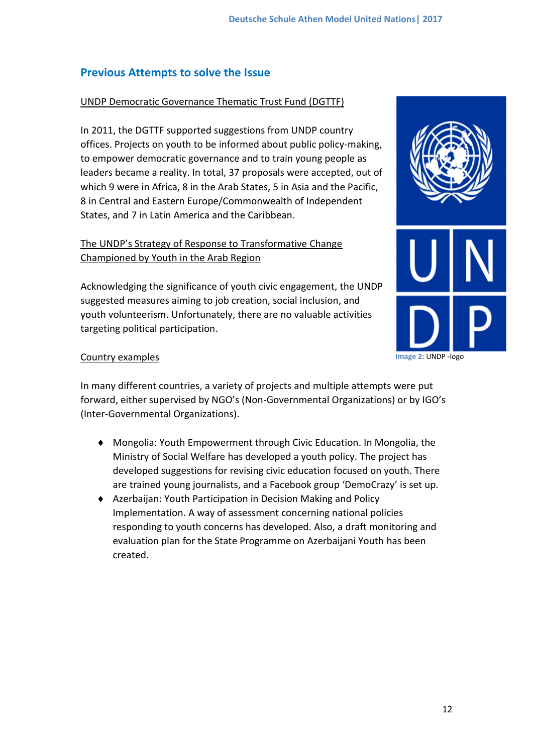## Previous Attempts to solve the Issue

UNDP Democratic Governance Thematic Trust Fund (DGTTF)

In 2011, the DGTTF supported suggestions from UNDP country offices. Projects on youth to be informed about public policy-making, to empower democratic governance and to train young people as leaders became a reality. In total, 37 proposals were accepted, out of which 9 were in Africa, 8 in the Arab States, 5 in Asia and the Pacific, 8 in Central and Eastern Europe/Commonwealth of Independent States, and 7 in Latin America and the Caribbean.

The UNDP's Strategy of Response to Transformative Change Championed by Youth in the Arab Region

Acknowledging the significance of youth civic engagement, the UNDP suggested measures aiming to job creation, social inclusion, and youth volunteerism. Unfortunately, there are no valuable activities targeting political participation.

**Image 2:** UNDP -logo

Country examples

In many different countries, a variety of projects and multiple attempts were put forward, either supervised by NGO's (Non-Governmental Organizations) or by IGO's (Inter-Governmental Organizations).

- Mongolia: Youth Empowerment through Civic Education. In Mongolia, the Ministry of Social Welfare has developed a youth policy. The project has developed suggestions for revising civic education focused on youth. There are trained young journalists, and a Facebook group 'DemoCrazy' is set up.
- Azerbaijan: Youth Participation in Decision Making and Policy Implementation. A way of assessment concerning national policies responding to youth concerns has developed. Also, a draft monitoring and evaluation plan for the State Programme on Azerbaijani Youth has been created.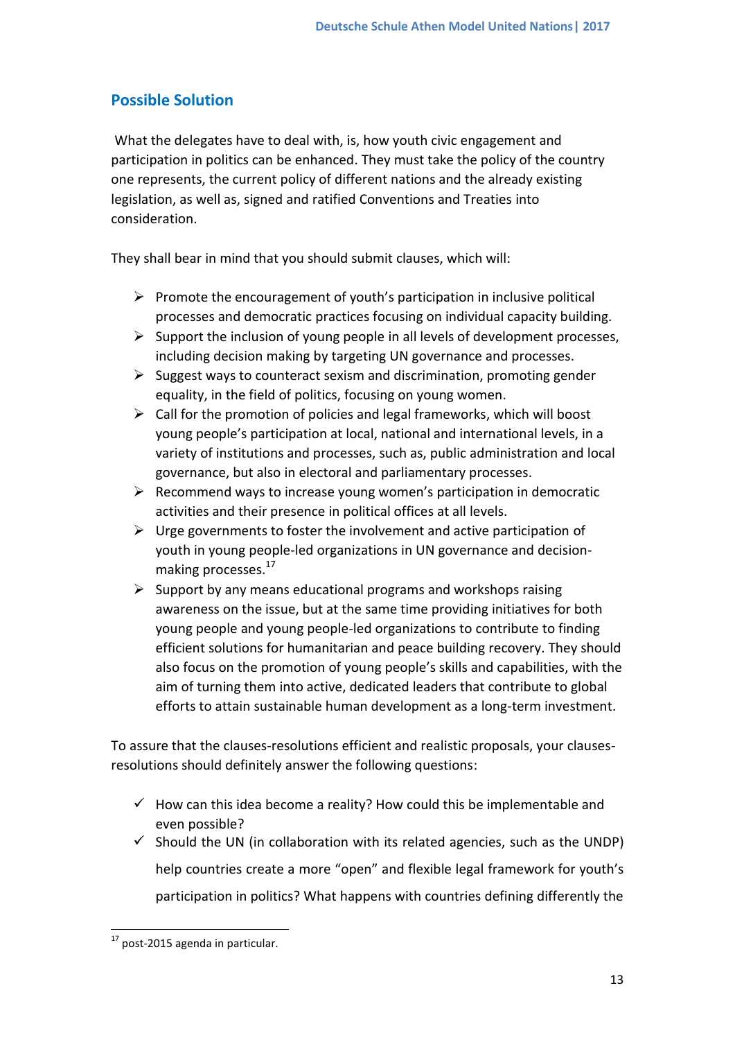## Possible Solution

What the delegates have to deal with, is, how youth civic engagement and participation in politics can be enhanced. They must take the policy of the country one represents, the current policy of different nations and the already existing legislation, as well as, signed and ratified Conventions and Treaties into consideration.

They shall bear in mind that you should submit clauses, which will:

- Promote the encouragement of youth's participation in inclusive political processes and democratic practices focusing on individual capacity building.
- Support the inclusion of young people in all levels of development processes, including decision making by targeting UN governance and processes.
- Suggest ways to counteract sexism and discrimination, promoting gender equality, in the field of politics, focusing on young women.
- Call for the promotion of policies and legal frameworks, which will boost young people's participation at local, national and international levels, in a variety of institutions and processes, such as, public administration and local governance, but also in electoral and parliamentary processes.
- Recommend ways to increase young women's participation in democratic activities and their presence in political offices at all levels.
- Urge governments to foster the involvement and active participation of youth in young people-led organizations in UN governance and decision-making processes.[17]
- Support by any means educational programs and workshops raising awareness on the issue, but at the same time providing initiatives for both young people and young people-led organizations to contribute to finding efficient solutions for humanitarian and peace building recovery. They should also focus on the promotion of young people's skills and capabilities, with the aim of turning them into active, dedicated leaders that contribute to global efforts to attain sustainable human development as a long-term investment.

To assure that the clauses-resolutions efficient and realistic proposals, your clauses-resolutions should definitely answer the following questions:

- ✓ How can this idea become a reality? How could this be implementable and even possible?
- ✓ Should the UN (in collaboration with its related agencies, such as the UNDP) help countries create a more "open" and flexible legal framework for youth's participation in politics? What happens with countries defining differently the

[17] post-2015 agenda in particular.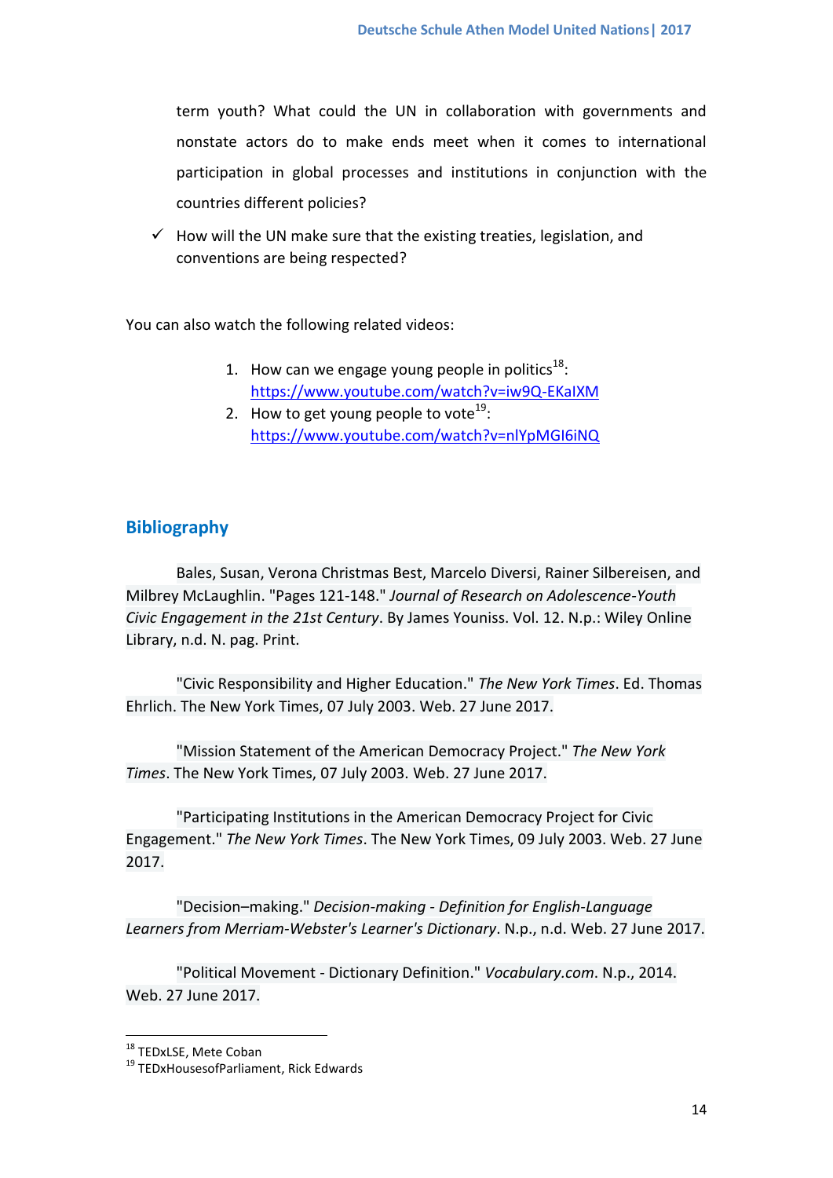term youth? What could the UN in collaboration with governments and nonstate actors do to make ends meet when it comes to international participation in global processes and institutions in conjunction with the countries different policies?

- ✓ How will the UN make sure that the existing treaties, legislation, and conventions are being respected?

You can also watch the following related videos:

1. How can we engage young people in politics[18]: https://www.youtube.com/watch?v=iw9Q-EKaIXM
2. How to get young people to vote[19]: https://www.youtube.com/watch?v=nlYpMGI6iNQ

## Bibliography

Bales, Susan, Verona Christmas Best, Marcelo Diversi, Rainer Silbereisen, and Milbrey McLaughlin. "Pages 121-148." *Journal of Research on Adolescence-Youth Civic Engagement in the 21st Century*. By James Youniss. Vol. 12. N.p.: Wiley Online Library, n.d. N. pag. Print.

"Civic Responsibility and Higher Education." *The New York Times*. Ed. Thomas Ehrlich. The New York Times, 07 July 2003. Web. 27 June 2017.

"Mission Statement of the American Democracy Project." *The New York Times*. The New York Times, 07 July 2003. Web. 27 June 2017.

"Participating Institutions in the American Democracy Project for Civic Engagement." *The New York Times*. The New York Times, 09 July 2003. Web. 27 June 2017.

"Decision–making." *Decision-making - Definition for English-Language Learners from Merriam-Webster's Learner's Dictionary*. N.p., n.d. Web. 27 June 2017.

"Political Movement - Dictionary Definition." *Vocabulary.com*. N.p., 2014. Web. 27 June 2017.

---

[18] TEDxLSE, Mete Coban

[19] TEDxHousesofParliament, Rick Edwards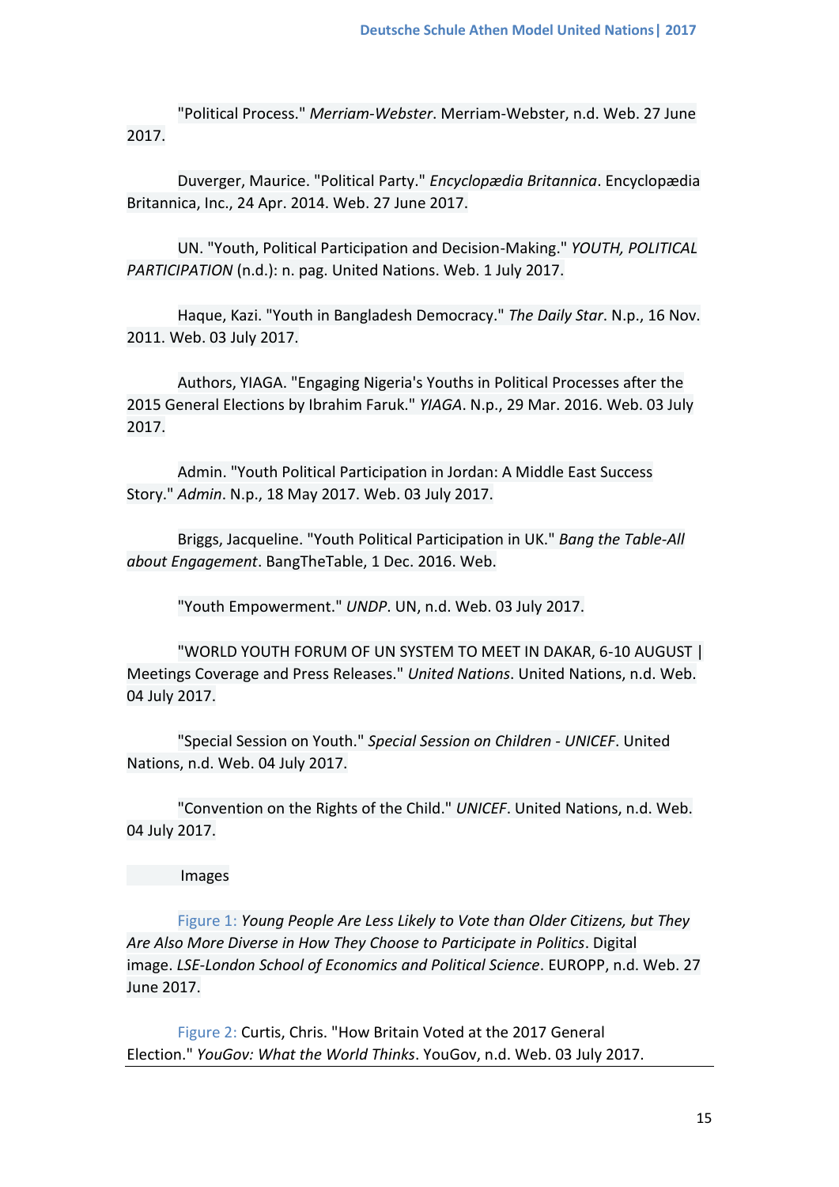"Political Process." *Merriam-Webster*. Merriam-Webster, n.d. Web. 27 June 2017.

Duverger, Maurice. "Political Party." *Encyclopædia Britannica*. Encyclopædia Britannica, Inc., 24 Apr. 2014. Web. 27 June 2017.

UN. "Youth, Political Participation and Decision-Making." *YOUTH, POLITICAL PARTICIPATION* (n.d.): n. pag. United Nations. Web. 1 July 2017.

Haque, Kazi. "Youth in Bangladesh Democracy." *The Daily Star*. N.p., 16 Nov. 2011. Web. 03 July 2017.

Authors, YIAGA. "Engaging Nigeria's Youths in Political Processes after the 2015 General Elections by Ibrahim Faruk." *YIAGA*. N.p., 29 Mar. 2016. Web. 03 July 2017.

Admin. "Youth Political Participation in Jordan: A Middle East Success Story." *Admin*. N.p., 18 May 2017. Web. 03 July 2017.

Briggs, Jacqueline. "Youth Political Participation in UK." *Bang the Table-All about Engagement*. BangTheTable, 1 Dec. 2016. Web.

"Youth Empowerment." *UNDP*. UN, n.d. Web. 03 July 2017.

"WORLD YOUTH FORUM OF UN SYSTEM TO MEET IN DAKAR, 6-10 AUGUST | Meetings Coverage and Press Releases." *United Nations*. United Nations, n.d. Web. 04 July 2017.

"Special Session on Youth." *Special Session on Children - UNICEF*. United Nations, n.d. Web. 04 July 2017.

"Convention on the Rights of the Child." *UNICEF*. United Nations, n.d. Web. 04 July 2017.

Images

Figure 1: *Young People Are Less Likely to Vote than Older Citizens, but They Are Also More Diverse in How They Choose to Participate in Politics*. Digital image. *LSE-London School of Economics and Political Science*. EUROPP, n.d. Web. 27 June 2017.

Figure 2: Curtis, Chris. "How Britain Voted at the 2017 General Election." *YouGov: What the World Thinks*. YouGov, n.d. Web. 03 July 2017.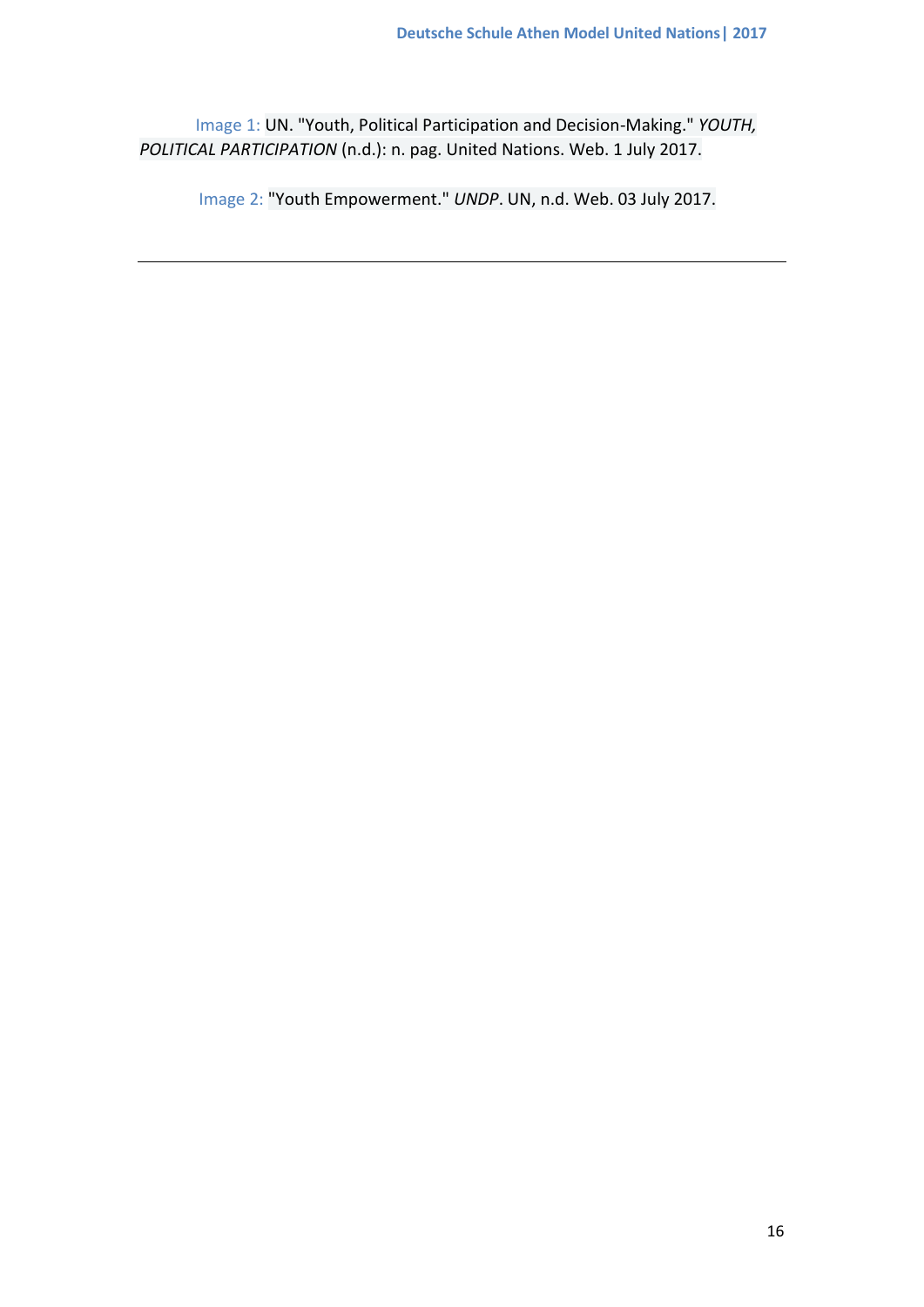Image 1: UN. "Youth, Political Participation and Decision-Making." *YOUTH, POLITICAL PARTICIPATION* (n.d.): n. pag. United Nations. Web. 1 July 2017.

Image 2: "Youth Empowerment." *UNDP*. UN, n.d. Web. 03 July 2017.

---